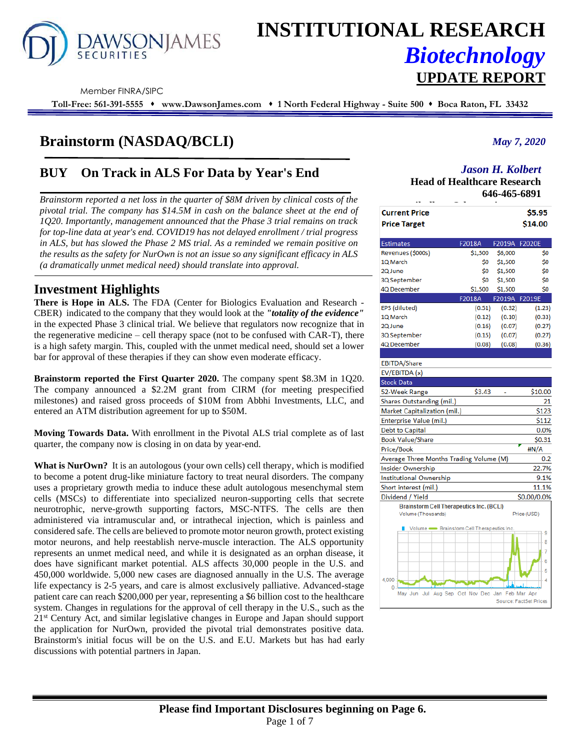# INSTITUTIONAL RESEARCH

## *Biotechnology*

## UPDATE REPORT

Member FINRA/SIPC

**Toll-Free: 561-391-5555 ♦ www.DawsonJames.com ♦ 1 North Federal Highway - Suite 500 ♦ Boca Raton, FL 33432**

# Brainstorm (NASDAQ/BCLI)

*May 7, 2020*

## BUY On Track in ALS For Data by Year's End

*Jason H. Kolbert*
**Head of Healthcare Research**
**646-465-6891**

*Brainstorm reported a net loss in the quarter of $8M driven by clinical costs of the pivotal trial. The company has $14.5M in cash on the balance sheet at the end of 1Q20. Importantly, management announced that the Phase 3 trial remains on track for top-line data at year's end. COVID19 has not delayed enrollment / trial progress in ALS, but has slowed the Phase 2 MS trial. As a reminded we remain positive on the results as the safety for NurOwn is not an issue so any significant efficacy in ALS (a dramatically unmet medical need) should translate into approval.*

| | |
|---|---|
| **Current Price** | **$5.95** |
| **Price Target** | **$14.00** |

| Estimates | F2018A | F2019A | F2020E |
|---|---|---|---|
| Revenues ($000s) | $1,500 | $6,000 | $0 |
| 1Q March | $0 | $1,500 | $0 |
| 2Q June | $0 | $1,500 | $0 |
| 3Q September | $0 | $1,500 | $0 |
| 4Q December | $1,500 | $1,500 | $0 |
| | F2018A | F2019A | F2019E |
| EPS (diluted) | (0.51) | (0.32) | (1.23) |
| 1Q March | (0.12) | (0.10) | (0.33) |
| 2Q June | (0.16) | (0.07) | (0.27) |
| 3Q September | (0.15) | (0.07) | (0.27) |
| 4Q December | (0.08) | (0.08) | (0.36) |

| | |
|---|---|
| EBITDA/Share | |
| EV/EBITDA (x) | |
| **Stock Data** | |
| 52-Week Range | $3.43 - $10.00 |
| Shares Outstanding (mil.) | 21 |
| Market Capitalization (mil.) | $123 |
| Enterprise Value (mil.) | $112 |
| Debt to Capital | 0.0% |
| Book Value/Share | $0.31 |
| Price/Book | #N/A |
| Average Three Months Trading Volume (M) | 0.2 |
| Insider Ownership | 22.7% |
| Institutional Ownership | 9.1% |
| Short interest (mil.) | 11.1% |
| Dividend / Yield | $0.00/0.0% |

Brainstorm Cell Therapeutics Inc. (BCLI)
Source: FactSet Prices

## Investment Highlights

**There is Hope in ALS.** The FDA (Center for Biologics Evaluation and Research - CBER) indicated to the company that they would look at the ***"totality of the evidence"*** in the expected Phase 3 clinical trial. We believe that regulators now recognize that in the regenerative medicine – cell therapy space (not to be confused with CAR-T), there is a high safety margin. This, coupled with the unmet medical need, should set a lower bar for approval of these therapies if they can show even moderate efficacy.

**Brainstorm reported the First Quarter 2020.** The company spent $8.3M in 1Q20. The company announced a $2.2M grant from CIRM (for meeting prespecified milestones) and raised gross proceeds of $10M from Abbhi Investments, LLC, and entered an ATM distribution agreement for up to $50M.

**Moving Towards Data.** With enrollment in the Pivotal ALS trial complete as of last quarter, the company now is closing in on data by year-end.

**What is NurOwn?** It is an autologous (your own cells) cell therapy, which is modified to become a potent drug-like miniature factory to treat neural disorders. The company uses a proprietary growth media to induce these adult autologous mesenchymal stem cells (MSCs) to differentiate into specialized neuron-supporting cells that secrete neurotrophic, nerve-growth supporting factors, MSC-NTFS. The cells are then administered via intramuscular and, or intrathecal injection, which is painless and considered safe. The cells are believed to promote motor neuron growth, protect existing motor neurons, and help reestablish nerve-muscle interaction. The ALS opportunity represents an unmet medical need, and while it is designated as an orphan disease, it does have significant market potential. ALS affects 30,000 people in the U.S. and 450,000 worldwide. 5,000 new cases are diagnosed annually in the U.S. The average life expectancy is 2-5 years, and care is almost exclusively palliative. Advanced-stage patient care can reach $200,000 per year, representing a $6 billion cost to the healthcare system. Changes in regulations for the approval of cell therapy in the U.S., such as the 21st Century Act, and similar legislative changes in Europe and Japan should support the application for NurOwn, provided the pivotal trial demonstrates positive data. Brainstorm's initial focus will be on the U.S. and E.U. Markets but has had early discussions with potential partners in Japan.

**Please find Important Disclosures beginning on Page 6.**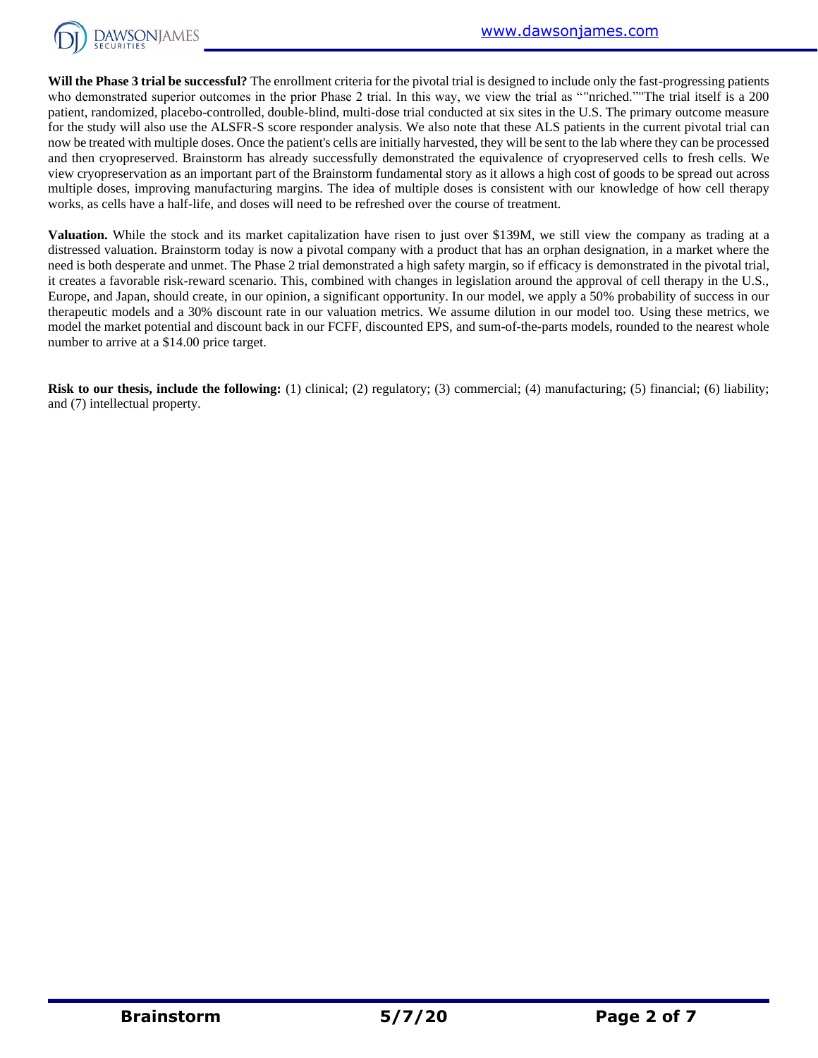**Will the Phase 3 trial be successful?** The enrollment criteria for the pivotal trial is designed to include only the fast-progressing patients who demonstrated superior outcomes in the prior Phase 2 trial. In this way, we view the trial as ""nriched.""The trial itself is a 200 patient, randomized, placebo-controlled, double-blind, multi-dose trial conducted at six sites in the U.S. The primary outcome measure for the study will also use the ALSFR-S score responder analysis. We also note that these ALS patients in the current pivotal trial can now be treated with multiple doses. Once the patient's cells are initially harvested, they will be sent to the lab where they can be processed and then cryopreserved. Brainstorm has already successfully demonstrated the equivalence of cryopreserved cells to fresh cells. We view cryopreservation as an important part of the Brainstorm fundamental story as it allows a high cost of goods to be spread out across multiple doses, improving manufacturing margins. The idea of multiple doses is consistent with our knowledge of how cell therapy works, as cells have a half-life, and doses will need to be refreshed over the course of treatment.

**Valuation.** While the stock and its market capitalization have risen to just over $139M, we still view the company as trading at a distressed valuation. Brainstorm today is now a pivotal company with a product that has an orphan designation, in a market where the need is both desperate and unmet. The Phase 2 trial demonstrated a high safety margin, so if efficacy is demonstrated in the pivotal trial, it creates a favorable risk-reward scenario. This, combined with changes in legislation around the approval of cell therapy in the U.S., Europe, and Japan, should create, in our opinion, a significant opportunity. In our model, we apply a 50% probability of success in our therapeutic models and a 30% discount rate in our valuation metrics. We assume dilution in our model too. Using these metrics, we model the market potential and discount back in our FCFF, discounted EPS, and sum-of-the-parts models, rounded to the nearest whole number to arrive at a $14.00 price target.

**Risk to our thesis, include the following:** (1) clinical; (2) regulatory; (3) commercial; (4) manufacturing; (5) financial; (6) liability; and (7) intellectual property.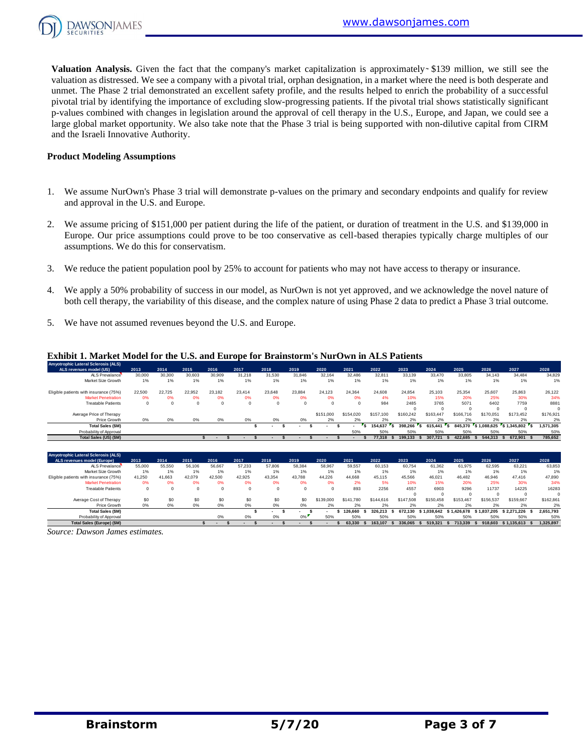**Valuation Analysis.** Given the fact that the company's market capitalization is approximately $139 million, we still see the valuation as distressed. We see a company with a pivotal trial, orphan designation, in a market where the need is both desperate and unmet. The Phase 2 trial demonstrated an excellent safety profile, and the results helped to enrich the probability of a successful pivotal trial by identifying the importance of excluding slow-progressing patients. If the pivotal trial shows statistically significant p-values combined with changes in legislation around the approval of cell therapy in the U.S., Europe, and Japan, we could see a large global market opportunity. We also take note that the Phase 3 trial is being supported with non-dilutive capital from CIRM and the Israeli Innovative Authority.

**Product Modeling Assumptions**

1. We assume NurOwn's Phase 3 trial will demonstrate p-values on the primary and secondary endpoints and qualify for review and approval in the U.S. and Europe.
2. We assume pricing of $151,000 per patient during the life of the patient, or duration of treatment in the U.S. and $139,000 in Europe. Our price assumptions could prove to be too conservative as cell-based therapies typically charge multiples of our assumptions. We do this for conservatism.
3. We reduce the patient population pool by 25% to account for patients who may not have access to therapy or insurance.
4. We apply a 50% probability of success in our model, as NurOwn is not yet approved, and we acknowledge the novel nature of both cell therapy, the variability of this disease, and the complex nature of using Phase 2 data to predict a Phase 3 trial outcome.
5. We have not assumed revenues beyond the U.S. and Europe.

**Exhibit 1. Market Model for the U.S. and Europe for Brainstorm's NurOwn in ALS Patients**

| Amyotrophic Lateral Sclerosis (ALS) ALS revenues model (US) | 2013 | 2014 | 2015 | 2016 | 2017 | 2018 | 2019 | 2020 | 2021 | 2022 | 2023 | 2024 | 2025 | 2026 | 2027 | 2028 |
|---|---|---|---|---|---|---|---|---|---|---|---|---|---|---|---|---|
| ALS Prevalance | 30,000 | 30,300 | 30,603 | 30,909 | 31,218 | 31,530 | 31,846 | 32,164 | 32,486 | 32,811 | 33,139 | 33,470 | 33,805 | 34,143 | 34,484 | 34,829 |
| Market Size Growth | 1% | 1% | 1% | 1% | 1% | 1% | 1% | 1% | 1% | 1% | 1% | 1% | 1% | 1% | 1% | 1% |
| Eligible patients with insurance (75%) | 22,500 | 22,725 | 22,952 | 23,182 | 23,414 | 23,648 | 23,884 | 24,123 | 24,364 | 24,608 | 24,854 | 25,103 | 25,354 | 25,607 | 25,863 | 26,122 |
| Market Penetration | 0% | 0% | 0% | 0% | 0% | 0% | 0% | 0% | 0% | 4% | 10% | 15% | 20% | 25% | 30% | 34% |
| Treatable Patients | 0 | 0 | 0 | 0 | 0 | 0 | 0 | 0 | 0 | 984 | 2485 | 3765 | 5071 | 6402 | 7759 | 8881 |
| | | | | | | | | | | | 0 | 0 | 0 | 0 | 0 | 0 |
| Average Price of Therapy | | | | | | | | $151,000 | $154,020 | $157,100 | $160,242 | $163,447 | $166,716 | $170,051 | $173,452 | $176,921 |
| Price Growth | 0% | 0% | 0% | 0% | 0% | 0% | 0% | 2% | 2% | 2% | 2% | 2% | 2% | 2% | 2% | 2% |
| Total Sales ($M) | | | | | | $ - | $ - | $ - | $ - | $ 154,637 | $ 398,266 | $ 615,441 | $ 845,370 | $ 1,088,625 | $ 1,345,802 | $ 1,571,305 |
| Probability of Approval | | | | | | | | | 50% | 50% | 50% | 50% | 50% | 50% | 50% | 50% |
| Total Sales (US) ($M) | | | | $ - | $ - | $ - | $ - | $ - | $ - | $ 77,318 | $ 199,133 | $ 307,721 | $ 422,685 | $ 544,313 | $ 672,901 | $ 785,652 |

| Amyotrophic Lateral Sclerosis (ALS) ALS revenues model (Europe) | 2013 | 2014 | 2015 | 2016 | 2017 | 2018 | 2019 | 2020 | 2021 | 2022 | 2023 | 2024 | 2025 | 2026 | 2027 | 2028 |
|---|---|---|---|---|---|---|---|---|---|---|---|---|---|---|---|---|
| ALS Prevalance | 55,000 | 55,550 | 56,106 | 56,667 | 57,233 | 57,806 | 58,384 | 58,967 | 59,557 | 60,153 | 60,754 | 61,362 | 61,975 | 62,595 | 63,221 | 63,853 |
| Market Size Growth | 1% | 1% | 1% | 1% | 1% | 1% | 1% | 1% | 1% | 1% | 1% | 1% | 1% | 1% | 1% | 1% |
| Eligible patients with insurance (75%) | 41,250 | 41,663 | 42,079 | 42,500 | 42,925 | 43,354 | 43,788 | 44,226 | 44,668 | 45,115 | 45,566 | 46,021 | 46,482 | 46,946 | 47,416 | 47,890 |
| Market Penetration | 0% | 0% | 0% | 0% | 0% | 0% | 0% | 0% | 2% | 5% | 10% | 15% | 20% | 25% | 30% | 34% |
| Treatable Patients | 0 | 0 | 0 | 0 | 0 | 0 | 0 | 0 | 893 | 2256 | 4557 | 6903 | 9296 | 11737 | 14225 | 16283 |
| | | | | | | | | | | | 0 | 0 | 0 | 0 | 0 | 0 |
| Average Cost of Therapy | $0 | $0 | $0 | $0 | $0 | $0 | $0 | $139,000 | $141,780 | $144,616 | $147,508 | $150,458 | $153,467 | $156,537 | $159,667 | $162,861 |
| Price Growth | 0% | 0% | 0% | 0% | 0% | 0% | 0% | 2% | 2% | 2% | 2% | 2% | 2% | 2% | 2% | 2% |
| Total Sales ($M) | | | | | | $ - | $ - | $ - | $ 126,660 | $ 326,213 | $ 672,130 | $ 1,038,642 | $ 1,426,678 | $ 1,837,205 | $ 2,271,226 | $ 2,651,793 |
| Probability of Approval | | | | 0% | 0% | 0% | 0% | 50% | 50% | 50% | 50% | 50% | 50% | 50% | 50% | 50% |
| Total Sales (Europe) ($M) | | | | $ - | $ - | $ - | $ - | $ - | $ 63,330 | $ 163,107 | $ 336,065 | $ 519,321 | $ 713,339 | $ 918,603 | $ 1,135,613 | $ 1,325,897 |

*Source: Dawson James estimates.*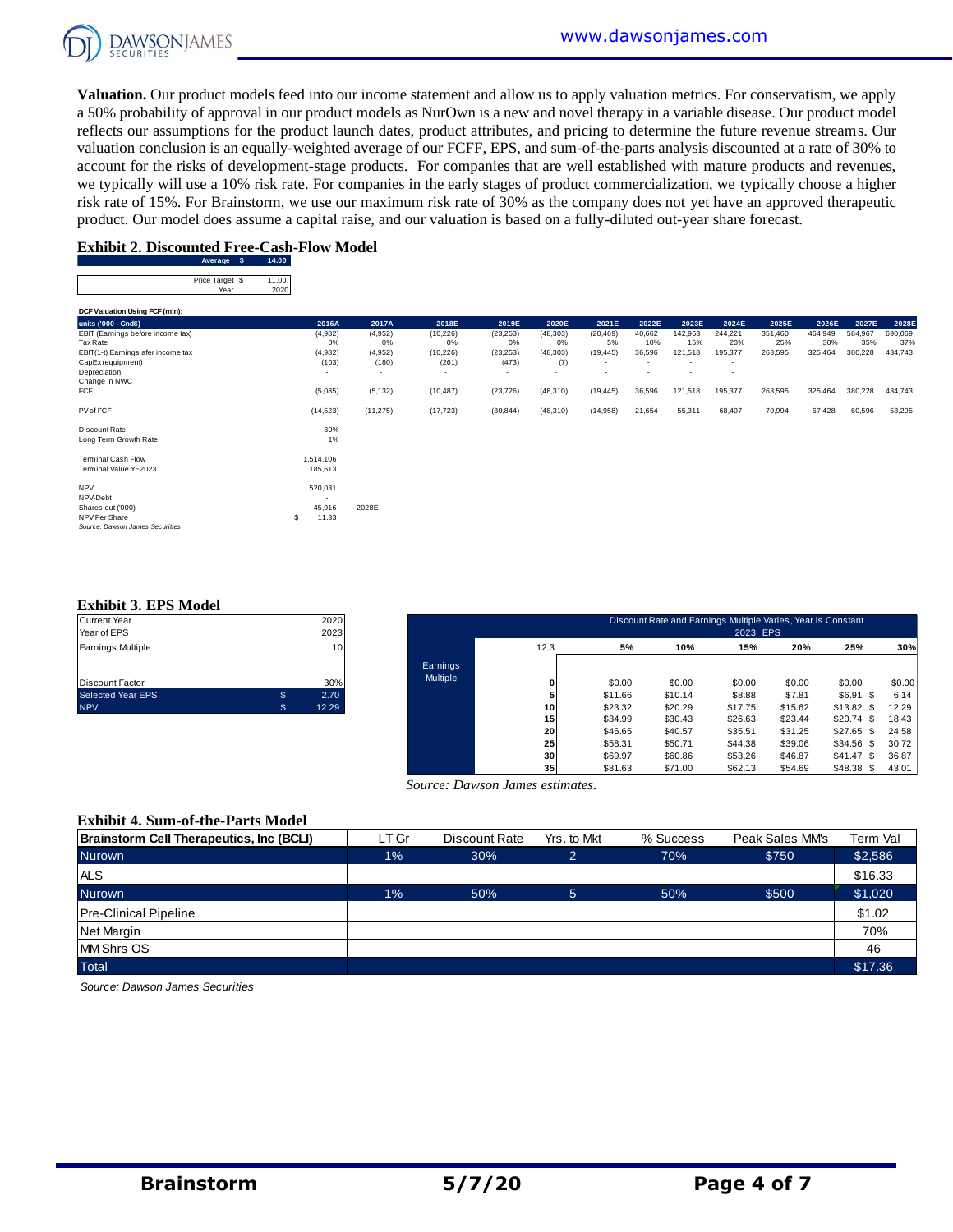**Valuation.** Our product models feed into our income statement and allow us to apply valuation metrics. For conservatism, we apply a 50% probability of approval in our product models as NurOwn is a new and novel therapy in a variable disease. Our product model reflects our assumptions for the product launch dates, product attributes, and pricing to determine the future revenue streams. Our valuation conclusion is an equally-weighted average of our FCFF, EPS, and sum-of-the-parts analysis discounted at a rate of 30% to account for the risks of development-stage products. For companies that are well established with mature products and revenues, we typically will use a 10% risk rate. For companies in the early stages of product commercialization, we typically choose a higher risk rate of 15%. For Brainstorm, we use our maximum risk rate of 30% as the company does not yet have an approved therapeutic product. Our model does assume a capital raise, and our valuation is based on a fully-diluted out-year share forecast.

## Exhibit 2. Discounted Free-Cash-Flow Model

| | |
|---|---|
| Average $ | 14.00 |
| Price Target $ | 11.00 |
| Year | 2020 |

**DCF Valuation Using FCF (mln):**

| units ('000 - Cnd$) | 2016A | 2017A | 2018E | 2019E | 2020E | 2021E | 2022E | 2023E | 2024E | 2025E | 2026E | 2027E | 2028E |
|---|---|---|---|---|---|---|---|---|---|---|---|---|---|
| EBIT (Earnings before income tax) | (4,982) | (4,952) | (10,226) | (23,253) | (48,303) | (20,469) | 40,662 | 142,963 | 244,221 | 351,460 | 464,949 | 584,967 | 690,069 |
| Tax Rate | 0% | 0% | 0% | 0% | 0% | 5% | 10% | 15% | 20% | 25% | 30% | 35% | 37% |
| EBIT(1-t) Earnings afer income tax | (4,982) | (4,952) | (10,226) | (23,253) | (48,303) | (19,445) | 36,596 | 121,518 | 195,377 | 263,595 | 325,464 | 380,228 | 434,743 |
| CapEx (equipment) | (103) | (180) | (261) | (473) | (7) | - | - | - | - | | | | |
| Depreciation | - | - | - | - | - | - | - | - | - | | | | |
| Change in NWC | | | | | | | | | | | | | |
| FCF | (5,085) | (5,132) | (10,487) | (23,726) | (48,310) | (19,445) | 36,596 | 121,518 | 195,377 | 263,595 | 325,464 | 380,228 | 434,743 |
| | | | | | | | | | | | | | |
| PV of FCF | (14,523) | (11,275) | (17,723) | (30,844) | (48,310) | (14,958) | 21,654 | 55,311 | 68,407 | 70,994 | 67,428 | 60,596 | 53,295 |
| | | | | | | | | | | | | | |
| Discount Rate | 30% | | | | | | | | | | | | |
| Long Term Growth Rate | 1% | | | | | | | | | | | | |
| | | | | | | | | | | | | | |
| Terminal Cash Flow | 1,514,106 | | | | | | | | | | | | |
| Terminal Value YE2023 | 185,613 | | | | | | | | | | | | |
| | | | | | | | | | | | | | |
| NPV | 520,031 | | | | | | | | | | | | |
| NPV-Debt | - | | | | | | | | | | | | |
| Shares out ('000) | 45,916 | 2028E | | | | | | | | | | | |
| NPV Per Share | $ 11.33 | | | | | | | | | | | | |

*Source: Dawson James Securities*

## Exhibit 3. EPS Model

| | | |
|---|---|---|
| Current Year | | 2020 |
| Year of EPS | | 2023 |
| Earnings Multiple | | 10 |
| Discount Factor | | 30% |
| Selected Year EPS | $ | 2.70 |
| NPV | $ | 12.29 |

| | | Discount Rate and Earnings Multiple Varies, Year is Constant — 2023 EPS | | | | | |
|---|---|---|---|---|---|---|---|
| | 12.3 | 5% | 10% | 15% | 20% | 25% | 30% |
| Earnings Multiple | 0 | $0.00 | $0.00 | $0.00 | $0.00 | $0.00 | $0.00 |
| | 5 | $11.66 | $10.14 | $8.88 | $7.81 | $6.91 | $ 6.14 |
| | 10 | $23.32 | $20.29 | $17.75 | $15.62 | $13.82 | $ 12.29 |
| | 15 | $34.99 | $30.43 | $26.63 | $23.44 | $20.74 | $ 18.43 |
| | 20 | $46.65 | $40.57 | $35.51 | $31.25 | $27.65 | $ 24.58 |
| | 25 | $58.31 | $50.71 | $44.38 | $39.06 | $34.56 | $ 30.72 |
| | 30 | $69.97 | $60.86 | $53.26 | $46.87 | $41.47 | $ 36.87 |
| | 35 | $81.63 | $71.00 | $62.13 | $54.69 | $48.38 | $ 43.01 |

*Source: Dawson James estimates.*

## Exhibit 4. Sum-of-the-Parts Model

| Brainstorm Cell Therapeutics, Inc (BCLI) | LT Gr | Discount Rate | Yrs. to Mkt | % Success | Peak Sales MM's | Term Val |
|---|---|---|---|---|---|---|
| Nurown | 1% | 30% | 2 | 70% | $750 | $2,586 |
| ALS | | | | | | $16.33 |
| Nurown | 1% | 50% | 5 | 50% | $500 | $1,020 |
| Pre-Clinical Pipeline | | | | | | $1.02 |
| Net Margin | | | | | | 70% |
| MM Shrs OS | | | | | | 46 |
| Total | | | | | | $17.36 |

*Source: Dawson James Securities*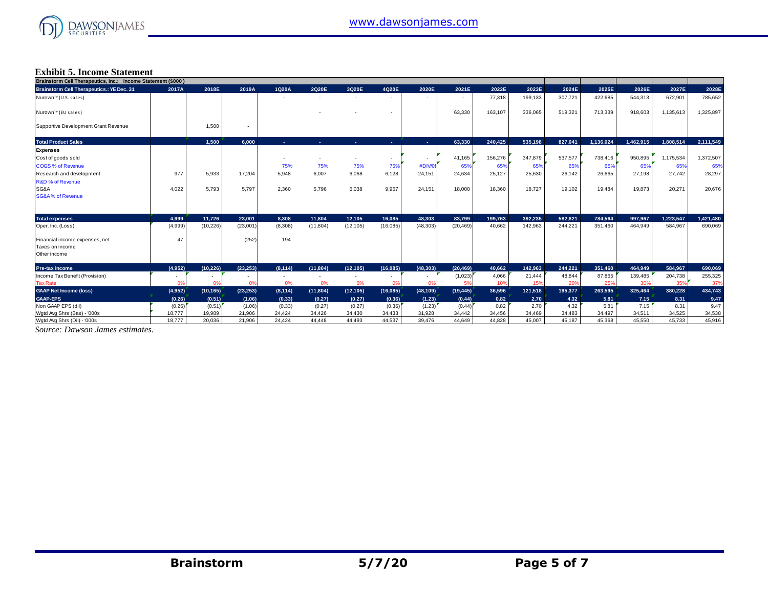### Exhibit 5. Income Statement

| Brainstorm Cell Therapeutics, Inc.: Income Statement ($000) | | | | | | | | | | | | | | | | |
|---|---|---|---|---|---|---|---|---|---|---|---|---|---|---|---|---|
| Brainstorm Cell Therapeutics.: YE Dec. 31 | 2017A | 2018E | 2019A | 1Q20A | 2Q20E | 3Q20E | 4Q20E | 2020E | 2021E | 2022E | 2023E | 2024E | 2025E | 2026E | 2027E | 2028E |
| Nurown™ (U.S. sales) | | | | - | - | - | - | - | - | 77,318 | 199,133 | 307,721 | 422,685 | 544,313 | 672,901 | 785,652 |
| Nurown™ (EU sales) | | | | | - | - | - | | 63,330 | 163,107 | 336,065 | 519,321 | 713,339 | 918,603 | 1,135,613 | 1,325,897 |
| Supportive Development Grant Revenue | | 1,500 | - | | | | | | | | | | | | | |
| **Total Product Sales** | | **1,500** | **6,000** | **-** | **-** | **-** | **-** | **-** | **63,330** | **240,425** | **535,198** | **827,041** | **1,136,024** | **1,462,915** | **1,808,514** | **2,111,549** |
| **Expenses** | | | | | | | | | | | | | | | | |
| Cost of goods sold | | | | - | - | - | - | - | 41,165 | 156,276 | 347,879 | 537,577 | 738,416 | 950,895 | 1,175,534 | 1,372,507 |
| COGS % of Revenue | | | | 75% | 75% | 75% | 75% | #DIV/0! | 65% | 65% | 65% | 65% | 65% | 65% | 65% | 65% |
| Research and development | 977 | 5,933 | 17,204 | 5,948 | 6,007 | 6,068 | 6,128 | 24,151 | 24,634 | 25,127 | 25,630 | 26,142 | 26,665 | 27,198 | 27,742 | 28,297 |
| R&D % of Revenue | | | | | | | | | | | | | | | | |
| SG&A | 4,022 | 5,793 | 5,797 | 2,360 | 5,796 | 6,038 | 9,957 | 24,151 | 18,000 | 18,360 | 18,727 | 19,102 | 19,484 | 19,873 | 20,271 | 20,676 |
| SG&A % of Revenue | | | | | | | | | | | | | | | | |
| **Total expenses** | **4,999** | **11,726** | **23,001** | **8,308** | **11,804** | **12,105** | **16,085** | **48,303** | **83,799** | **199,763** | **392,235** | **582,821** | **784,564** | **997,967** | **1,223,547** | **1,421,480** |
| Oper. Inc. (Loss) | (4,999) | (10,226) | (23,001) | (8,308) | (11,804) | (12,105) | (16,085) | (48,303) | (20,469) | 40,662 | 142,963 | 244,221 | 351,460 | 464,949 | 584,967 | 690,069 |
| Financial income expenses, net | 47 | | (252) | 194 | | | | | | | | | | | | |
| Taxes on income | | | | | | | | | | | | | | | | |
| Other income | | | | | | | | | | | | | | | | |
| **Pre-tax income** | **(4,952)** | **(10,226)** | **(23,253)** | **(8,114)** | **(11,804)** | **(12,105)** | **(16,085)** | **(48,303)** | **(20,469)** | **40,662** | **142,963** | **244,221** | **351,460** | **464,949** | **584,967** | **690,069** |
| Income Tax Benefit (Provision) | - | - | - | - | - | - | - | - | (1,023) | 4,066 | 21,444 | 48,844 | 87,865 | 139,485 | 204,738 | 255,325 |
| Tax Rate | 0% | 0% | 0% | 0% | 0% | 0% | 0% | 0% | 5% | 10% | 15% | 20% | 25% | 30% | 35% | 37% |
| **GAAP Net Income (loss)** | **(4,952)** | **(10,165)** | **(23,253)** | **(8,114)** | **(11,804)** | **(12,105)** | **(16,085)** | **(48,109)** | **(19,445)** | **36,596** | **121,518** | **195,377** | **263,595** | **325,464** | **380,228** | **434,743** |
| **GAAP-EPS** | **(0.26)** | **(0.51)** | **(1.06)** | **(0.33)** | **(0.27)** | **(0.27)** | **(0.36)** | **(1.23)** | **(0.44)** | **0.82** | **2.70** | **4.32** | **5.81** | **7.15** | **8.31** | **9.47** |
| Non GAAP EPS (dil) | (0.26) | (0.51) | (1.06) | (0.33) | (0.27) | (0.27) | (0.36) | (1.23) | (0.44) | 0.82 | 2.70 | 4.32 | 5.81 | 7.15 | 8.31 | 9.47 |
| Wgtd Avg Shrs (Bas) - '000s | 18,777 | 19,989 | 21,906 | 24,424 | 34,426 | 34,430 | 34,433 | 31,928 | 34,442 | 34,456 | 34,469 | 34,483 | 34,497 | 34,511 | 34,525 | 34,538 |
| Wgtd Avg Shrs (Dil) - '000s | 18,777 | 20,036 | 21,906 | 24,424 | 44,448 | 44,493 | 44,537 | 39,476 | 44,649 | 44,828 | 45,007 | 45,187 | 45,368 | 45,550 | 45,733 | 45,916 |

*Source: Dawson James estimates.*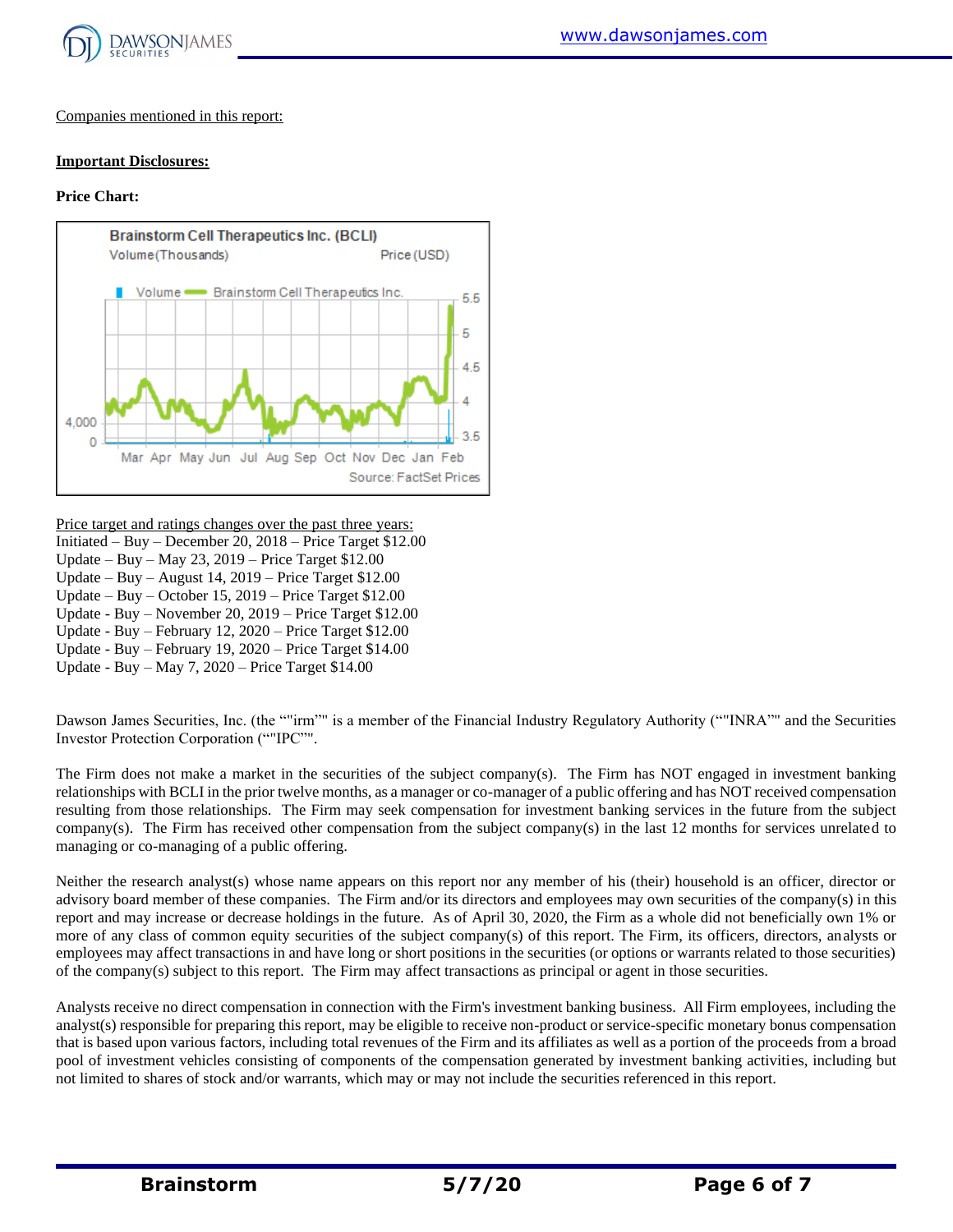Companies mentioned in this report:

**Important Disclosures:**

**Price Chart:**

Price target and ratings changes over the past three years:
Initiated – Buy – December 20, 2018 – Price Target $12.00
Update – Buy – May 23, 2019 – Price Target $12.00
Update – Buy – August 14, 2019 – Price Target $12.00
Update – Buy – October 15, 2019 – Price Target $12.00
Update - Buy – November 20, 2019 – Price Target $12.00
Update - Buy – February 12, 2020 – Price Target $12.00
Update - Buy – February 19, 2020 – Price Target $14.00
Update - Buy – May 7, 2020 – Price Target $14.00

Dawson James Securities, Inc. (the ""irm"" is a member of the Financial Industry Regulatory Authority (""INRA"" and the Securities Investor Protection Corporation (""IPC"".

The Firm does not make a market in the securities of the subject company(s). The Firm has NOT engaged in investment banking relationships with BCLI in the prior twelve months, as a manager or co-manager of a public offering and has NOT received compensation resulting from those relationships. The Firm may seek compensation for investment banking services in the future from the subject company(s). The Firm has received other compensation from the subject company(s) in the last 12 months for services unrelated to managing or co-managing of a public offering.

Neither the research analyst(s) whose name appears on this report nor any member of his (their) household is an officer, director or advisory board member of these companies. The Firm and/or its directors and employees may own securities of the company(s) in this report and may increase or decrease holdings in the future. As of April 30, 2020, the Firm as a whole did not beneficially own 1% or more of any class of common equity securities of the subject company(s) of this report. The Firm, its officers, directors, analysts or employees may affect transactions in and have long or short positions in the securities (or options or warrants related to those securities) of the company(s) subject to this report. The Firm may affect transactions as principal or agent in those securities.

Analysts receive no direct compensation in connection with the Firm's investment banking business. All Firm employees, including the analyst(s) responsible for preparing this report, may be eligible to receive non-product or service-specific monetary bonus compensation that is based upon various factors, including total revenues of the Firm and its affiliates as well as a portion of the proceeds from a broad pool of investment vehicles consisting of components of the compensation generated by investment banking activities, including but not limited to shares of stock and/or warrants, which may or may not include the securities referenced in this report.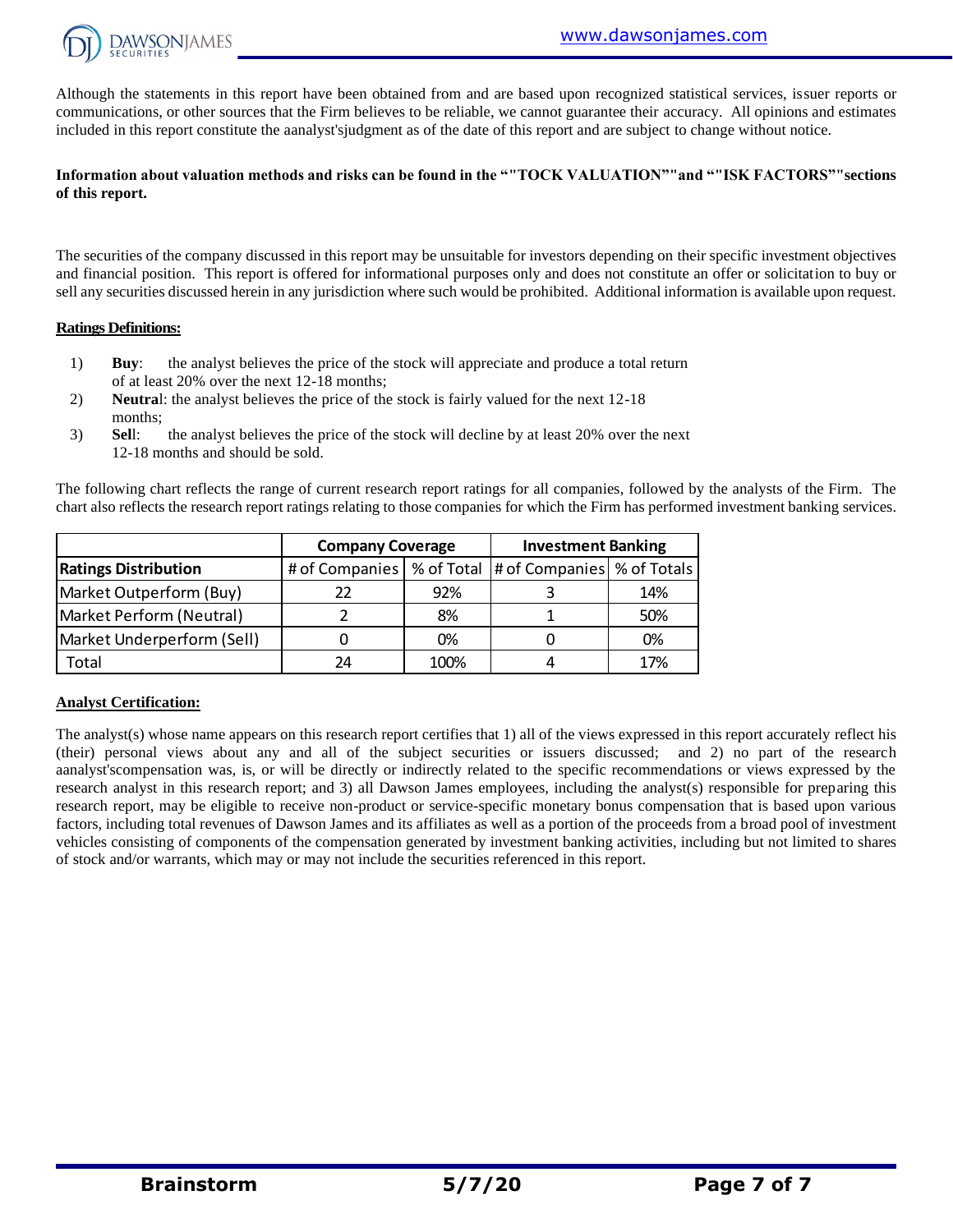Although the statements in this report have been obtained from and are based upon recognized statistical services, issuer reports or communications, or other sources that the Firm believes to be reliable, we cannot guarantee their accuracy. All opinions and estimates included in this report constitute the aanalyst'sjudgment as of the date of this report and are subject to change without notice.

**Information about valuation methods and risks can be found in the “"TOCK VALUATION”"and “"ISK FACTORS”"sections of this report.**

The securities of the company discussed in this report may be unsuitable for investors depending on their specific investment objectives and financial position. This report is offered for informational purposes only and does not constitute an offer or solicitation to buy or sell any securities discussed herein in any jurisdiction where such would be prohibited. Additional information is available upon request.

**Ratings Definitions:**

1) **Buy**: the analyst believes the price of the stock will appreciate and produce a total return of at least 20% over the next 12-18 months;
2) **Neutral**: the analyst believes the price of the stock is fairly valued for the next 12-18 months;
3) **Sell**: the analyst believes the price of the stock will decline by at least 20% over the next 12-18 months and should be sold.

The following chart reflects the range of current research report ratings for all companies, followed by the analysts of the Firm. The chart also reflects the research report ratings relating to those companies for which the Firm has performed investment banking services.

| | Company Coverage | | Investment Banking | |
|---|---|---|---|---|
| **Ratings Distribution** | # of Companies | % of Total | # of Companies | % of Totals |
| Market Outperform (Buy) | 22 | 92% | 3 | 14% |
| Market Perform (Neutral) | 2 | 8% | 1 | 50% |
| Market Underperform (Sell) | 0 | 0% | 0 | 0% |
| Total | 24 | 100% | 4 | 17% |

**Analyst Certification:**

The analyst(s) whose name appears on this research report certifies that 1) all of the views expressed in this report accurately reflect his (their) personal views about any and all of the subject securities or issuers discussed; and 2) no part of the research aanalyst'scompensation was, is, or will be directly or indirectly related to the specific recommendations or views expressed by the research analyst in this research report; and 3) all Dawson James employees, including the analyst(s) responsible for preparing this research report, may be eligible to receive non-product or service-specific monetary bonus compensation that is based upon various factors, including total revenues of Dawson James and its affiliates as well as a portion of the proceeds from a broad pool of investment vehicles consisting of components of the compensation generated by investment banking activities, including but not limited to shares of stock and/or warrants, which may or may not include the securities referenced in this report.